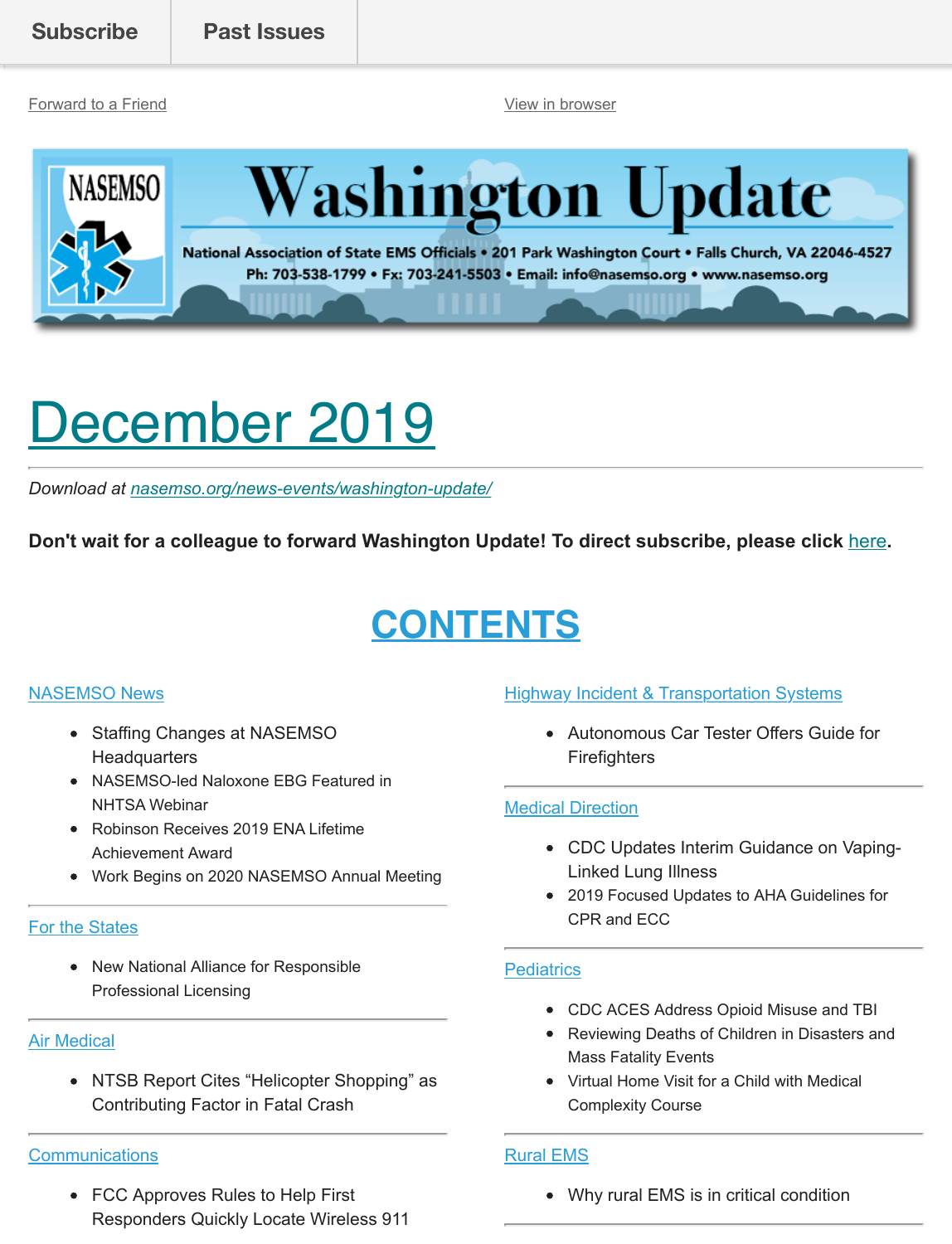Subscribe | Past Issues

Forward to a Friend

View in browser

NASEMSO

# Washington Update

National Association of State EMS Officials • 201 Park Washington Court • Falls Church, VA 22046-4527
Ph: 703-538-1799 • Fx: 703-241-5503 • Email: info@nasemso.org • www.nasemso.org

# December 2019

---

*Download at nasemso.org/news-events/washington-update/*

**Don't wait for a colleague to forward Washington Update! To direct subscribe, please click here.**

## CONTENTS

### NASEMSO News

- Staffing Changes at NASEMSO Headquarters
- NASEMSO-led Naloxone EBG Featured in NHTSA Webinar
- Robinson Receives 2019 ENA Lifetime Achievement Award
- Work Begins on 2020 NASEMSO Annual Meeting

### For the States

- New National Alliance for Responsible Professional Licensing

### Air Medical

- NTSB Report Cites "Helicopter Shopping" as Contributing Factor in Fatal Crash

### Communications

- FCC Approves Rules to Help First Responders Quickly Locate Wireless 911

### Highway Incident & Transportation Systems

- Autonomous Car Tester Offers Guide for Firefighters

### Medical Direction

- CDC Updates Interim Guidance on Vaping-Linked Lung Illness
- 2019 Focused Updates to AHA Guidelines for CPR and ECC

### Pediatrics

- CDC ACES Address Opioid Misuse and TBI
- Reviewing Deaths of Children in Disasters and Mass Fatality Events
- Virtual Home Visit for a Child with Medical Complexity Course

### Rural EMS

- Why rural EMS is in critical condition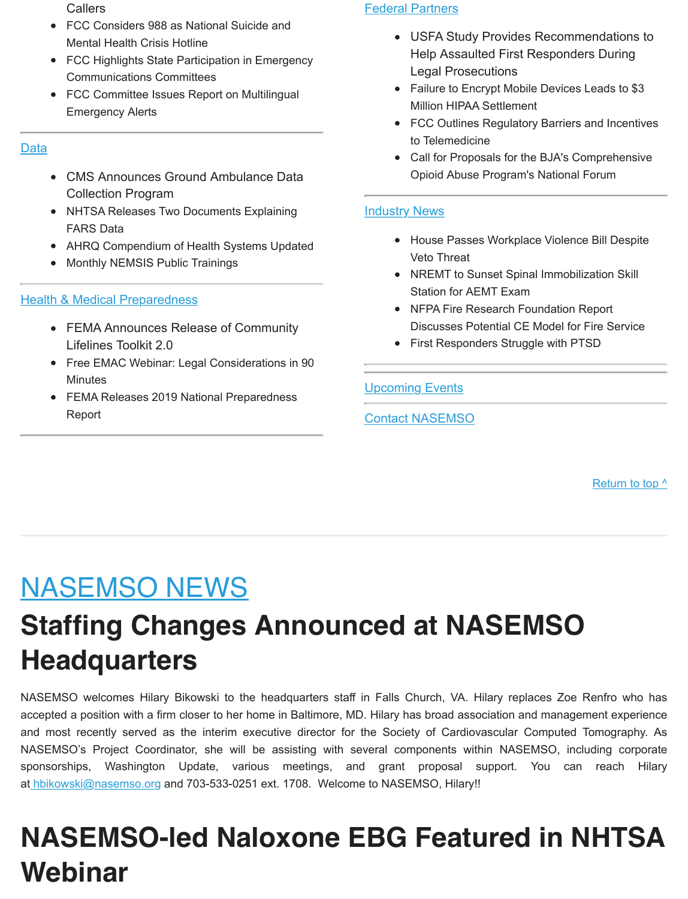Callers

- FCC Considers 988 as National Suicide and Mental Health Crisis Hotline
- FCC Highlights State Participation in Emergency Communications Committees
- FCC Committee Issues Report on Multilingual Emergency Alerts

Data

- CMS Announces Ground Ambulance Data Collection Program
- NHTSA Releases Two Documents Explaining FARS Data
- AHRQ Compendium of Health Systems Updated
- Monthly NEMSIS Public Trainings

Health & Medical Preparedness

- FEMA Announces Release of Community Lifelines Toolkit 2.0
- Free EMAC Webinar: Legal Considerations in 90 Minutes
- FEMA Releases 2019 National Preparedness Report

Federal Partners

- USFA Study Provides Recommendations to Help Assaulted First Responders During Legal Prosecutions
- Failure to Encrypt Mobile Devices Leads to $3 Million HIPAA Settlement
- FCC Outlines Regulatory Barriers and Incentives to Telemedicine
- Call for Proposals for the BJA's Comprehensive Opioid Abuse Program's National Forum

Industry News

- House Passes Workplace Violence Bill Despite Veto Threat
- NREMT to Sunset Spinal Immobilization Skill Station for AEMT Exam
- NFPA Fire Research Foundation Report Discusses Potential CE Model for Fire Service
- First Responders Struggle with PTSD

Upcoming Events

Contact NASEMSO

Return to top ^

# NASEMSO NEWS

## Staffing Changes Announced at NASEMSO Headquarters

NASEMSO welcomes Hilary Bikowski to the headquarters staff in Falls Church, VA. Hilary replaces Zoe Renfro who has accepted a position with a firm closer to her home in Baltimore, MD. Hilary has broad association and management experience and most recently served as the interim executive director for the Society of Cardiovascular Computed Tomography. As NASEMSO's Project Coordinator, she will be assisting with several components within NASEMSO, including corporate sponsorships, Washington Update, various meetings, and grant proposal support. You can reach Hilary at hbikowski@nasemso.org and 703-533-0251 ext. 1708. Welcome to NASEMSO, Hilary!!

## NASEMSO-led Naloxone EBG Featured in NHTSA Webinar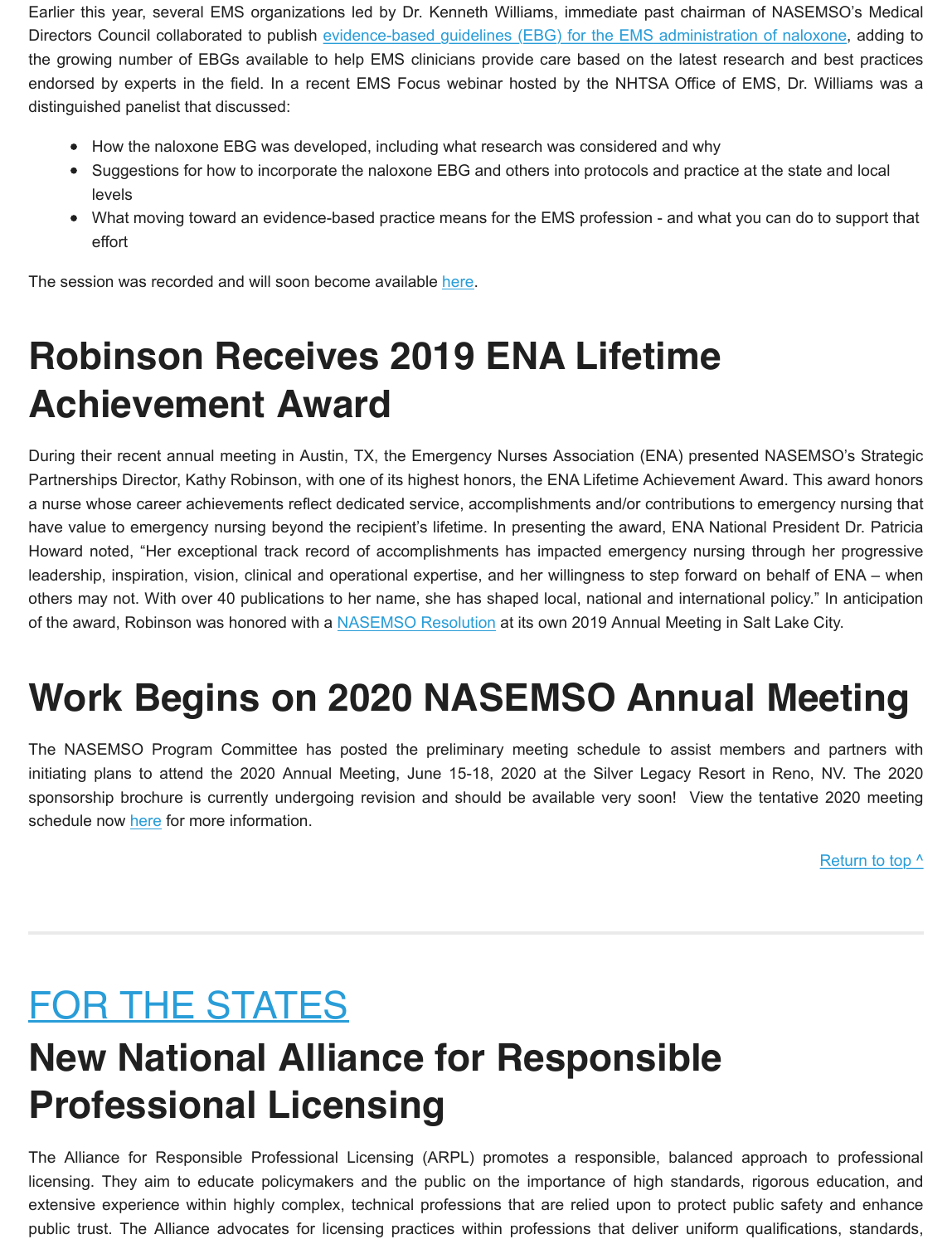Earlier this year, several EMS organizations led by Dr. Kenneth Williams, immediate past chairman of NASEMSO's Medical Directors Council collaborated to publish [evidence-based guidelines (EBG) for the EMS administration of naloxone](), adding to the growing number of EBGs available to help EMS clinicians provide care based on the latest research and best practices endorsed by experts in the field. In a recent EMS Focus webinar hosted by the NHTSA Office of EMS, Dr. Williams was a distinguished panelist that discussed:

- How the naloxone EBG was developed, including what research was considered and why
- Suggestions for how to incorporate the naloxone EBG and others into protocols and practice at the state and local levels
- What moving toward an evidence-based practice means for the EMS profession - and what you can do to support that effort

The session was recorded and will soon become available [here]().

# Robinson Receives 2019 ENA Lifetime Achievement Award

During their recent annual meeting in Austin, TX, the Emergency Nurses Association (ENA) presented NASEMSO's Strategic Partnerships Director, Kathy Robinson, with one of its highest honors, the ENA Lifetime Achievement Award. This award honors a nurse whose career achievements reflect dedicated service, accomplishments and/or contributions to emergency nursing that have value to emergency nursing beyond the recipient's lifetime. In presenting the award, ENA National President Dr. Patricia Howard noted, "Her exceptional track record of accomplishments has impacted emergency nursing through her progressive leadership, inspiration, vision, clinical and operational expertise, and her willingness to step forward on behalf of ENA – when others may not. With over 40 publications to her name, she has shaped local, national and international policy." In anticipation of the award, Robinson was honored with a [NASEMSO Resolution]() at its own 2019 Annual Meeting in Salt Lake City.

# Work Begins on 2020 NASEMSO Annual Meeting

The NASEMSO Program Committee has posted the preliminary meeting schedule to assist members and partners with initiating plans to attend the 2020 Annual Meeting, June 15-18, 2020 at the Silver Legacy Resort in Reno, NV. The 2020 sponsorship brochure is currently undergoing revision and should be available very soon! View the tentative 2020 meeting schedule now [here]() for more information.

[Return to top ^]()

---

## [FOR THE STATES]()

# New National Alliance for Responsible Professional Licensing

The Alliance for Responsible Professional Licensing (ARPL) promotes a responsible, balanced approach to professional licensing. They aim to educate policymakers and the public on the importance of high standards, rigorous education, and extensive experience within highly complex, technical professions that are relied upon to protect public safety and enhance public trust. The Alliance advocates for licensing practices within professions that deliver uniform qualifications, standards,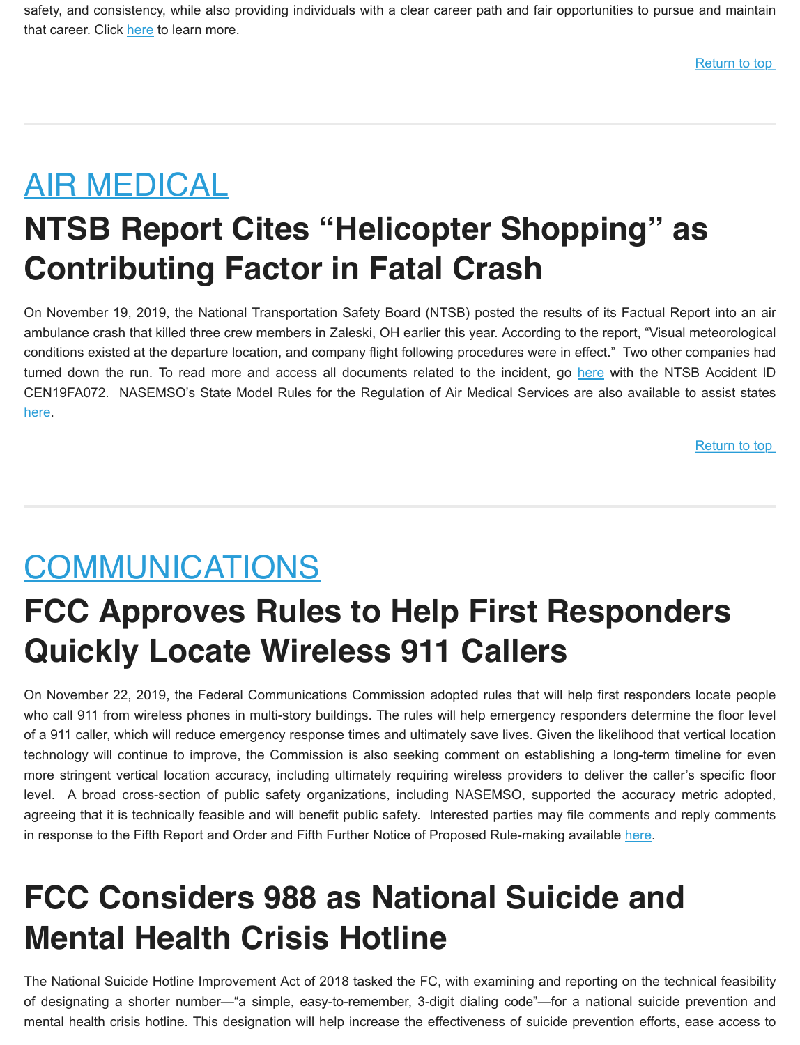safety, and consistency, while also providing individuals with a clear career path and fair opportunities to pursue and maintain that career. Click here to learn more.

Return to top

# AIR MEDICAL

## NTSB Report Cites “Helicopter Shopping” as Contributing Factor in Fatal Crash

On November 19, 2019, the National Transportation Safety Board (NTSB) posted the results of its Factual Report into an air ambulance crash that killed three crew members in Zaleski, OH earlier this year. According to the report, “Visual meteorological conditions existed at the departure location, and company flight following procedures were in effect.” Two other companies had turned down the run. To read more and access all documents related to the incident, go here with the NTSB Accident ID CEN19FA072. NASEMSO’s State Model Rules for the Regulation of Air Medical Services are also available to assist states here.

Return to top

# COMMUNICATIONS

## FCC Approves Rules to Help First Responders Quickly Locate Wireless 911 Callers

On November 22, 2019, the Federal Communications Commission adopted rules that will help first responders locate people who call 911 from wireless phones in multi-story buildings. The rules will help emergency responders determine the floor level of a 911 caller, which will reduce emergency response times and ultimately save lives. Given the likelihood that vertical location technology will continue to improve, the Commission is also seeking comment on establishing a long-term timeline for even more stringent vertical location accuracy, including ultimately requiring wireless providers to deliver the caller’s specific floor level. A broad cross-section of public safety organizations, including NASEMSO, supported the accuracy metric adopted, agreeing that it is technically feasible and will benefit public safety. Interested parties may file comments and reply comments in response to the Fifth Report and Order and Fifth Further Notice of Proposed Rule-making available here.

## FCC Considers 988 as National Suicide and Mental Health Crisis Hotline

The National Suicide Hotline Improvement Act of 2018 tasked the FC, with examining and reporting on the technical feasibility of designating a shorter number—“a simple, easy-to-remember, 3-digit dialing code”—for a national suicide prevention and mental health crisis hotline. This designation will help increase the effectiveness of suicide prevention efforts, ease access to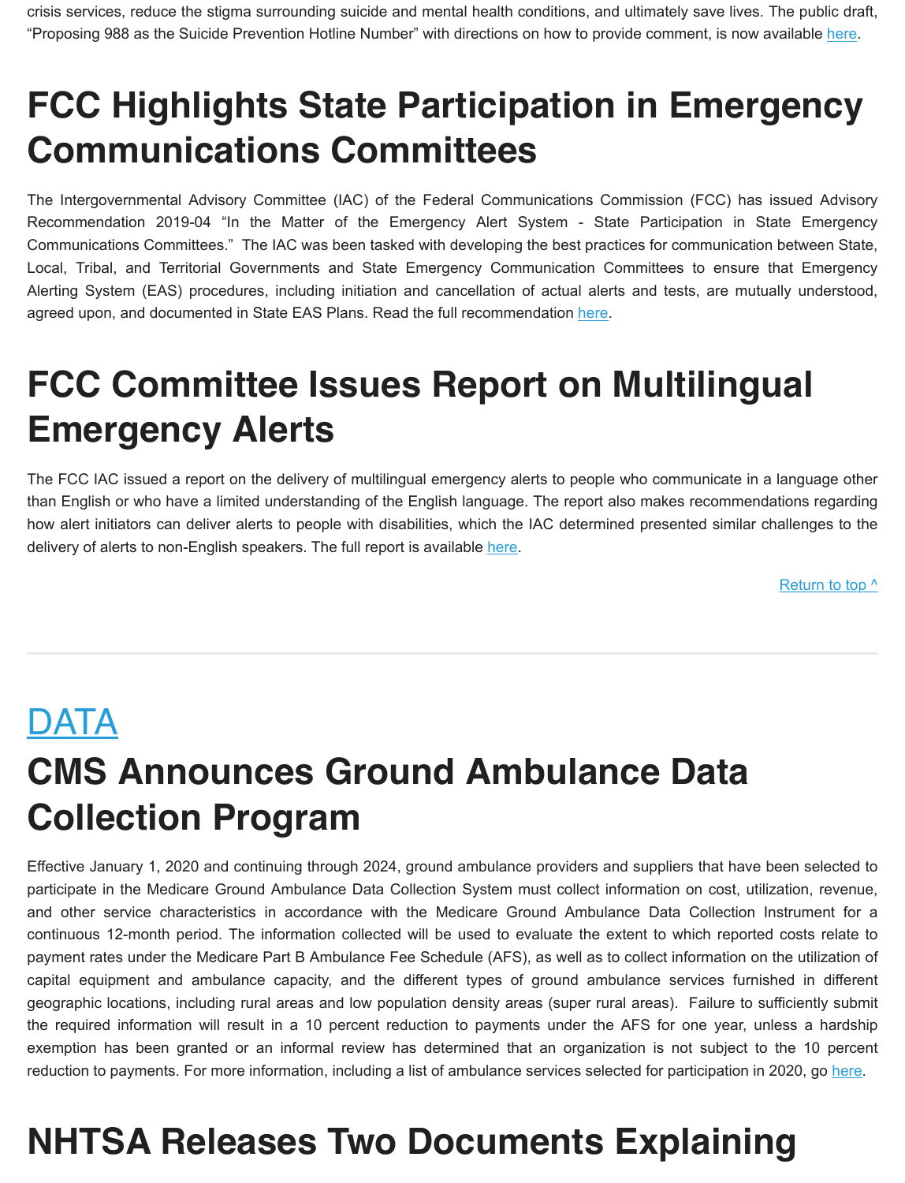crisis services, reduce the stigma surrounding suicide and mental health conditions, and ultimately save lives. The public draft, "Proposing 988 as the Suicide Prevention Hotline Number" with directions on how to provide comment, is now available here.

# FCC Highlights State Participation in Emergency Communications Committees

The Intergovernmental Advisory Committee (IAC) of the Federal Communications Commission (FCC) has issued Advisory Recommendation 2019-04 "In the Matter of the Emergency Alert System - State Participation in State Emergency Communications Committees." The IAC was been tasked with developing the best practices for communication between State, Local, Tribal, and Territorial Governments and State Emergency Communication Committees to ensure that Emergency Alerting System (EAS) procedures, including initiation and cancellation of actual alerts and tests, are mutually understood, agreed upon, and documented in State EAS Plans. Read the full recommendation here.

# FCC Committee Issues Report on Multilingual Emergency Alerts

The FCC IAC issued a report on the delivery of multilingual emergency alerts to people who communicate in a language other than English or who have a limited understanding of the English language. The report also makes recommendations regarding how alert initiators can deliver alerts to people with disabilities, which the IAC determined presented similar challenges to the delivery of alerts to non-English speakers. The full report is available here.

Return to top ^

---

## DATA

# CMS Announces Ground Ambulance Data Collection Program

Effective January 1, 2020 and continuing through 2024, ground ambulance providers and suppliers that have been selected to participate in the Medicare Ground Ambulance Data Collection System must collect information on cost, utilization, revenue, and other service characteristics in accordance with the Medicare Ground Ambulance Data Collection Instrument for a continuous 12-month period. The information collected will be used to evaluate the extent to which reported costs relate to payment rates under the Medicare Part B Ambulance Fee Schedule (AFS), as well as to collect information on the utilization of capital equipment and ambulance capacity, and the different types of ground ambulance services furnished in different geographic locations, including rural areas and low population density areas (super rural areas). Failure to sufficiently submit the required information will result in a 10 percent reduction to payments under the AFS for one year, unless a hardship exemption has been granted or an informal review has determined that an organization is not subject to the 10 percent reduction to payments. For more information, including a list of ambulance services selected for participation in 2020, go here.

# NHTSA Releases Two Documents Explaining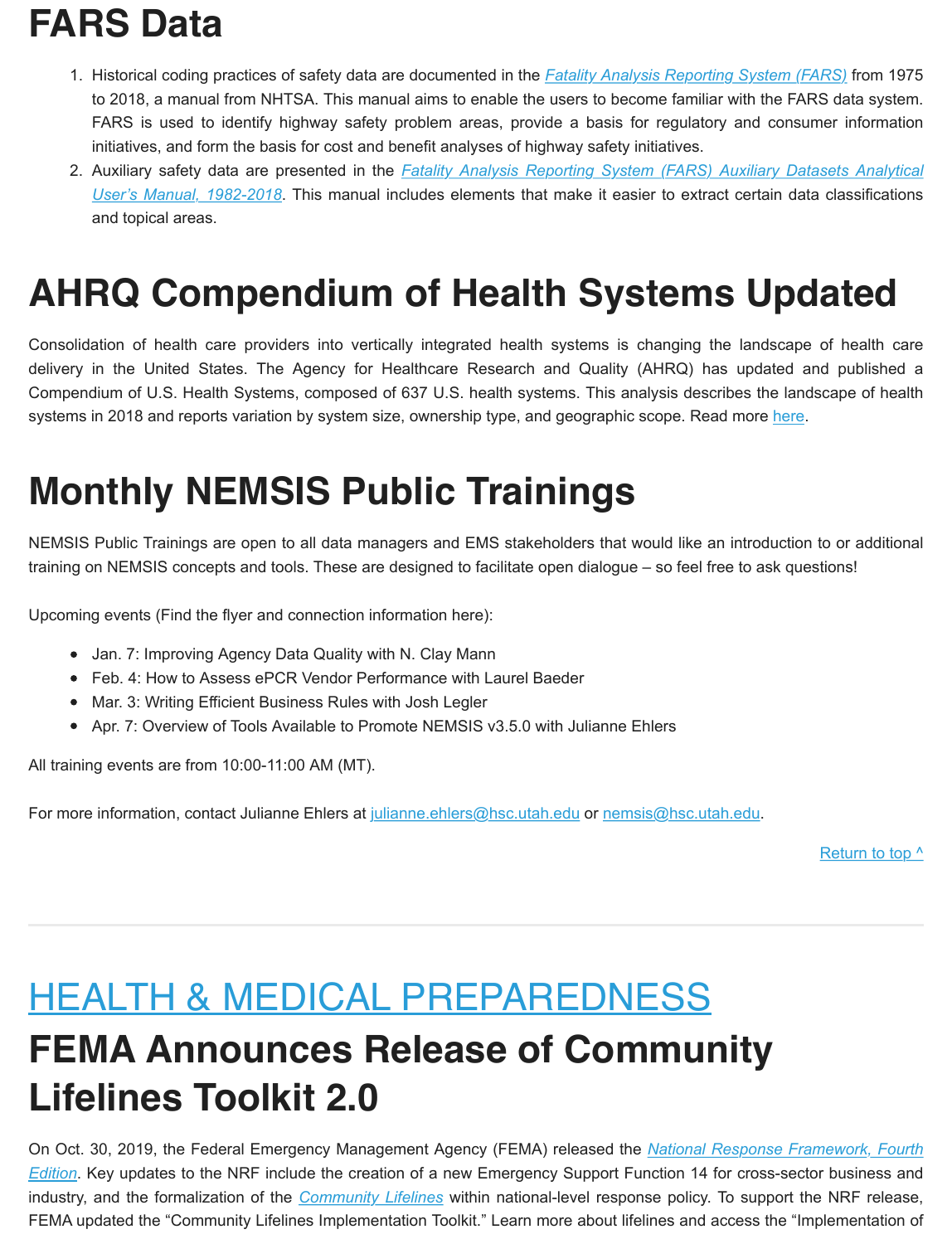# FARS Data

1. Historical coding practices of safety data are documented in the *Fatality Analysis Reporting System (FARS)* from 1975 to 2018, a manual from NHTSA. This manual aims to enable the users to become familiar with the FARS data system. FARS is used to identify highway safety problem areas, provide a basis for regulatory and consumer information initiatives, and form the basis for cost and benefit analyses of highway safety initiatives.
2. Auxiliary safety data are presented in the *Fatality Analysis Reporting System (FARS) Auxiliary Datasets Analytical User's Manual, 1982-2018*. This manual includes elements that make it easier to extract certain data classifications and topical areas.

# AHRQ Compendium of Health Systems Updated

Consolidation of health care providers into vertically integrated health systems is changing the landscape of health care delivery in the United States. The Agency for Healthcare Research and Quality (AHRQ) has updated and published a Compendium of U.S. Health Systems, composed of 637 U.S. health systems. This analysis describes the landscape of health systems in 2018 and reports variation by system size, ownership type, and geographic scope. Read more here.

# Monthly NEMSIS Public Trainings

NEMSIS Public Trainings are open to all data managers and EMS stakeholders that would like an introduction to or additional training on NEMSIS concepts and tools. These are designed to facilitate open dialogue – so feel free to ask questions!

Upcoming events (Find the flyer and connection information here):

- Jan. 7: Improving Agency Data Quality with N. Clay Mann
- Feb. 4: How to Assess ePCR Vendor Performance with Laurel Baeder
- Mar. 3: Writing Efficient Business Rules with Josh Legler
- Apr. 7: Overview of Tools Available to Promote NEMSIS v3.5.0 with Julianne Ehlers

All training events are from 10:00-11:00 AM (MT).

For more information, contact Julianne Ehlers at julianne.ehlers@hsc.utah.edu or nemsis@hsc.utah.edu.

Return to top ^

---

# HEALTH & MEDICAL PREPAREDNESS

# FEMA Announces Release of Community Lifelines Toolkit 2.0

On Oct. 30, 2019, the Federal Emergency Management Agency (FEMA) released the *National Response Framework, Fourth Edition*. Key updates to the NRF include the creation of a new Emergency Support Function 14 for cross-sector business and industry, and the formalization of the *Community Lifelines* within national-level response policy. To support the NRF release, FEMA updated the "Community Lifelines Implementation Toolkit." Learn more about lifelines and access the "Implementation of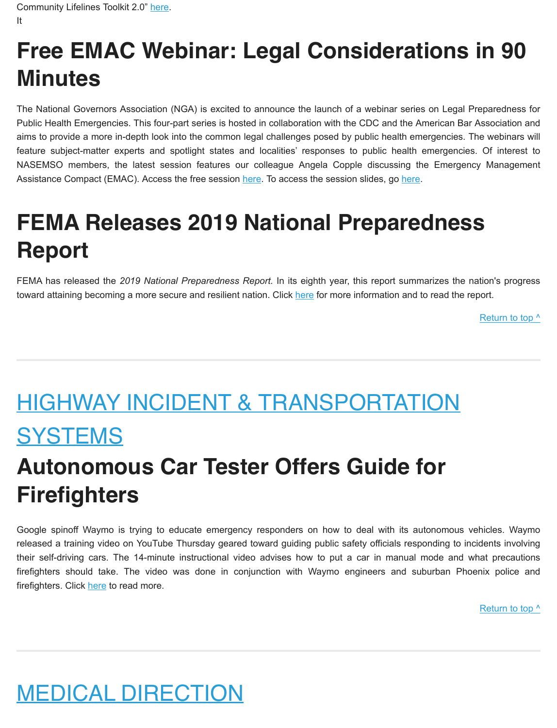Community Lifelines Toolkit 2.0" here.

It

# Free EMAC Webinar: Legal Considerations in 90 Minutes

The National Governors Association (NGA) is excited to announce the launch of a webinar series on Legal Preparedness for Public Health Emergencies. This four-part series is hosted in collaboration with the CDC and the American Bar Association and aims to provide a more in-depth look into the common legal challenges posed by public health emergencies. The webinars will feature subject-matter experts and spotlight states and localities' responses to public health emergencies. Of interest to NASEMSO members, the latest session features our colleague Angela Copple discussing the Emergency Management Assistance Compact (EMAC). Access the free session here. To access the session slides, go here.

# FEMA Releases 2019 National Preparedness Report

FEMA has released the *2019 National Preparedness Report.* In its eighth year, this report summarizes the nation's progress toward attaining becoming a more secure and resilient nation. Click here for more information and to read the report.

Return to top ^

---

# HIGHWAY INCIDENT & TRANSPORTATION SYSTEMS

# Autonomous Car Tester Offers Guide for Firefighters

Google spinoff Waymo is trying to educate emergency responders on how to deal with its autonomous vehicles. Waymo released a training video on YouTube Thursday geared toward guiding public safety officials responding to incidents involving their self-driving cars. The 14-minute instructional video advises how to put a car in manual mode and what precautions firefighters should take. The video was done in conjunction with Waymo engineers and suburban Phoenix police and firefighters. Click here to read more.

Return to top ^

---

# MEDICAL DIRECTION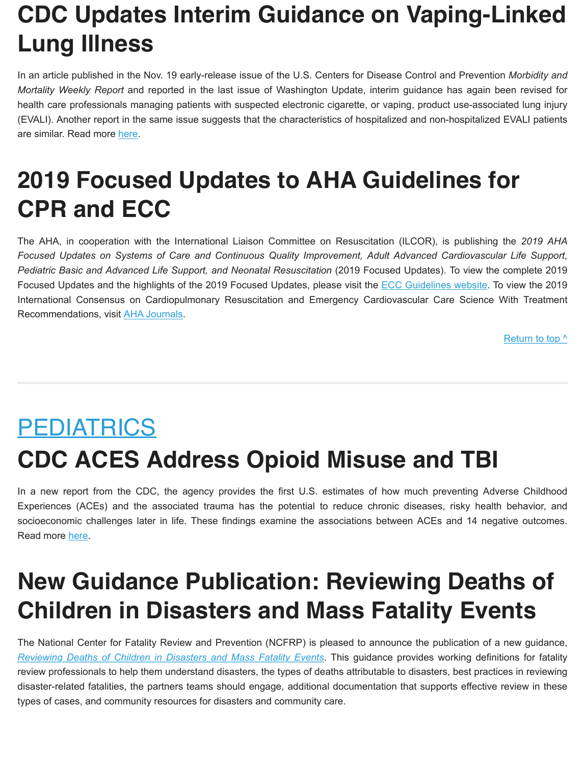# CDC Updates Interim Guidance on Vaping-Linked Lung Illness

In an article published in the Nov. 19 early-release issue of the U.S. Centers for Disease Control and Prevention *Morbidity and Mortality Weekly Report* and reported in the last issue of Washington Update, interim guidance has again been revised for health care professionals managing patients with suspected electronic cigarette, or vaping, product use-associated lung injury (EVALI). Another report in the same issue suggests that the characteristics of hospitalized and non-hospitalized EVALI patients are similar. Read more here.

# 2019 Focused Updates to AHA Guidelines for CPR and ECC

The AHA, in cooperation with the International Liaison Committee on Resuscitation (ILCOR), is publishing the *2019 AHA Focused Updates on Systems of Care and Continuous Quality Improvement, Adult Advanced Cardiovascular Life Support, Pediatric Basic and Advanced Life Support, and Neonatal Resuscitation* (2019 Focused Updates). To view the complete 2019 Focused Updates and the highlights of the 2019 Focused Updates, please visit the ECC Guidelines website. To view the 2019 International Consensus on Cardiopulmonary Resuscitation and Emergency Cardiovascular Care Science With Treatment Recommendations, visit AHA Journals.

Return to top ^

---

## PEDIATRICS

# CDC ACES Address Opioid Misuse and TBI

In a new report from the CDC, the agency provides the first U.S. estimates of how much preventing Adverse Childhood Experiences (ACEs) and the associated trauma has the potential to reduce chronic diseases, risky health behavior, and socioeconomic challenges later in life. These findings examine the associations between ACEs and 14 negative outcomes. Read more here.

# New Guidance Publication: Reviewing Deaths of Children in Disasters and Mass Fatality Events

The National Center for Fatality Review and Prevention (NCFRP) is pleased to announce the publication of a new guidance, *Reviewing Deaths of Children in Disasters and Mass Fatality Events*. This guidance provides working definitions for fatality review professionals to help them understand disasters, the types of deaths attributable to disasters, best practices in reviewing disaster-related fatalities, the partners teams should engage, additional documentation that supports effective review in these types of cases, and community resources for disasters and community care.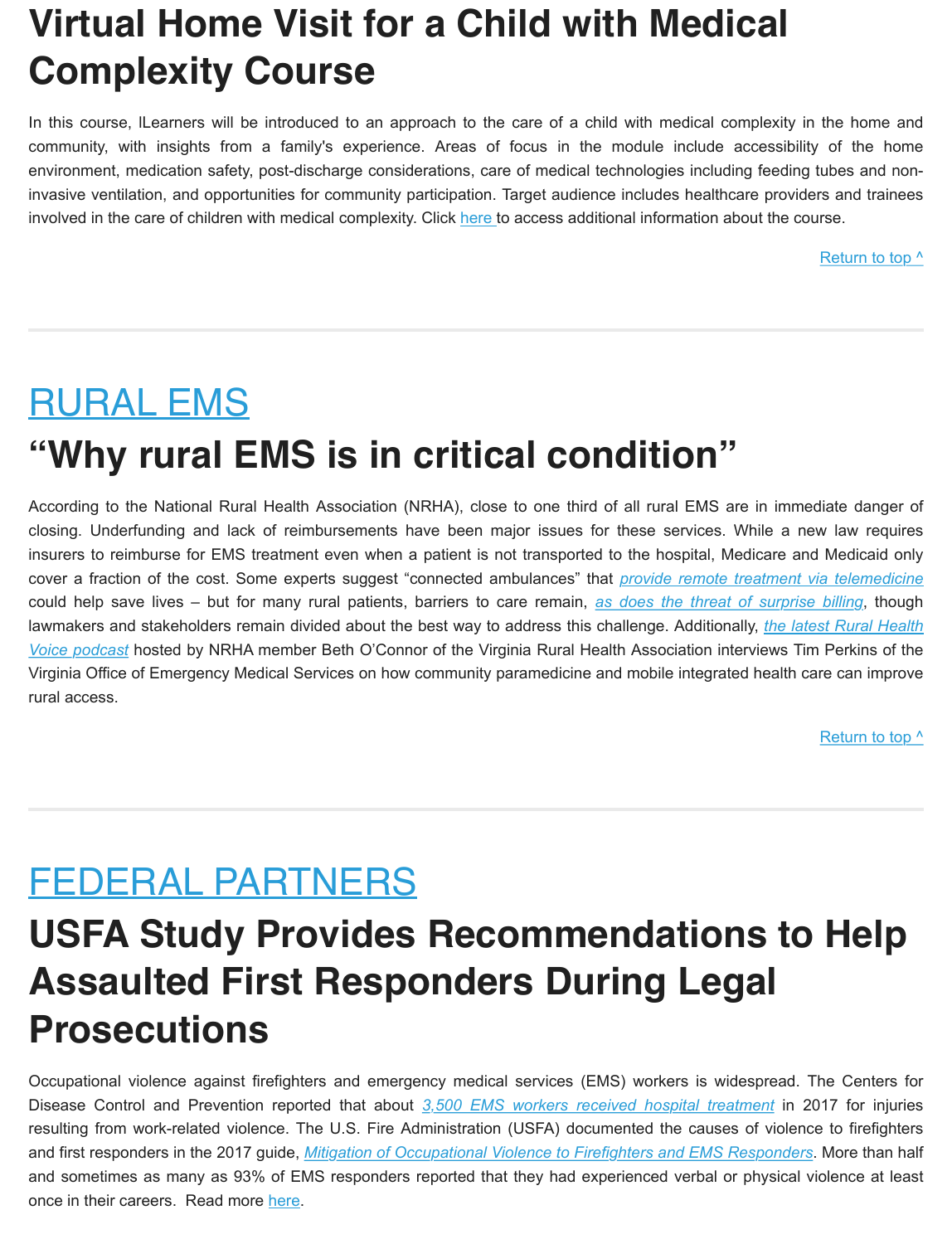# Virtual Home Visit for a Child with Medical Complexity Course

In this course, lLearners will be introduced to an approach to the care of a child with medical complexity in the home and community, with insights from a family's experience. Areas of focus in the module include accessibility of the home environment, medication safety, post-discharge considerations, care of medical technologies including feeding tubes and non-invasive ventilation, and opportunities for community participation. Target audience includes healthcare providers and trainees involved in the care of children with medical complexity. Click here to access additional information about the course.

Return to top ^

---

## RURAL EMS

# "Why rural EMS is in critical condition"

According to the National Rural Health Association (NRHA), close to one third of all rural EMS are in immediate danger of closing. Underfunding and lack of reimbursements have been major issues for these services. While a new law requires insurers to reimburse for EMS treatment even when a patient is not transported to the hospital, Medicare and Medicaid only cover a fraction of the cost. Some experts suggest "connected ambulances" that *provide remote treatment via telemedicine* could help save lives – but for many rural patients, barriers to care remain, *as does the threat of surprise billing*, though lawmakers and stakeholders remain divided about the best way to address this challenge. Additionally, *the latest Rural Health Voice podcast* hosted by NRHA member Beth O'Connor of the Virginia Rural Health Association interviews Tim Perkins of the Virginia Office of Emergency Medical Services on how community paramedicine and mobile integrated health care can improve rural access.

Return to top ^

---

## FEDERAL PARTNERS

# USFA Study Provides Recommendations to Help Assaulted First Responders During Legal Prosecutions

Occupational violence against firefighters and emergency medical services (EMS) workers is widespread. The Centers for Disease Control and Prevention reported that about *3,500 EMS workers received hospital treatment* in 2017 for injuries resulting from work-related violence. The U.S. Fire Administration (USFA) documented the causes of violence to firefighters and first responders in the 2017 guide, *Mitigation of Occupational Violence to Firefighters and EMS Responders*. More than half and sometimes as many as 93% of EMS responders reported that they had experienced verbal or physical violence at least once in their careers. Read more here.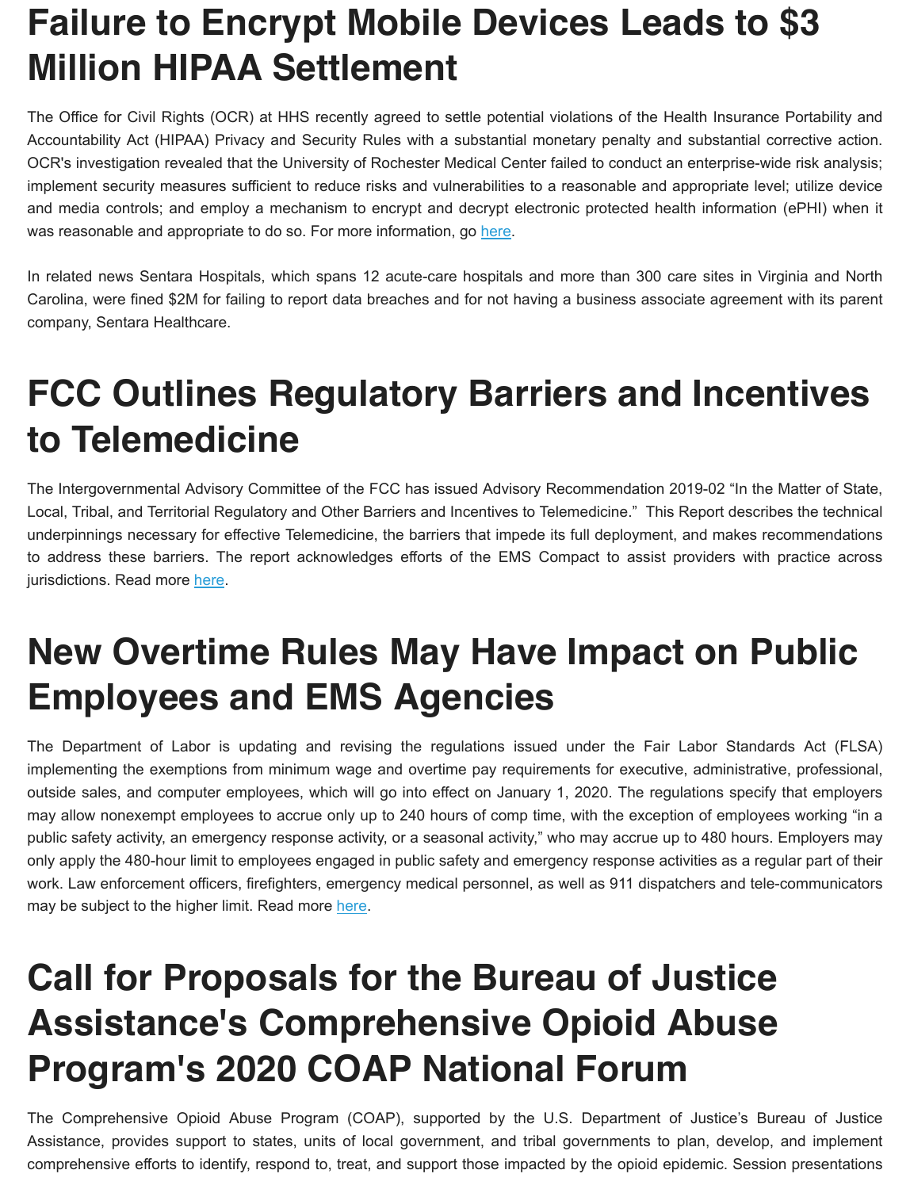# Failure to Encrypt Mobile Devices Leads to $3 Million HIPAA Settlement

The Office for Civil Rights (OCR) at HHS recently agreed to settle potential violations of the Health Insurance Portability and Accountability Act (HIPAA) Privacy and Security Rules with a substantial monetary penalty and substantial corrective action. OCR's investigation revealed that the University of Rochester Medical Center failed to conduct an enterprise-wide risk analysis; implement security measures sufficient to reduce risks and vulnerabilities to a reasonable and appropriate level; utilize device and media controls; and employ a mechanism to encrypt and decrypt electronic protected health information (ePHI) when it was reasonable and appropriate to do so. For more information, go [here](#).

In related news Sentara Hospitals, which spans 12 acute-care hospitals and more than 300 care sites in Virginia and North Carolina, were fined $2M for failing to report data breaches and for not having a business associate agreement with its parent company, Sentara Healthcare.

# FCC Outlines Regulatory Barriers and Incentives to Telemedicine

The Intergovernmental Advisory Committee of the FCC has issued Advisory Recommendation 2019-02 "In the Matter of State, Local, Tribal, and Territorial Regulatory and Other Barriers and Incentives to Telemedicine." This Report describes the technical underpinnings necessary for effective Telemedicine, the barriers that impede its full deployment, and makes recommendations to address these barriers. The report acknowledges efforts of the EMS Compact to assist providers with practice across jurisdictions. Read more [here](#).

# New Overtime Rules May Have Impact on Public Employees and EMS Agencies

The Department of Labor is updating and revising the regulations issued under the Fair Labor Standards Act (FLSA) implementing the exemptions from minimum wage and overtime pay requirements for executive, administrative, professional, outside sales, and computer employees, which will go into effect on January 1, 2020. The regulations specify that employers may allow nonexempt employees to accrue only up to 240 hours of comp time, with the exception of employees working "in a public safety activity, an emergency response activity, or a seasonal activity," who may accrue up to 480 hours. Employers may only apply the 480-hour limit to employees engaged in public safety and emergency response activities as a regular part of their work. Law enforcement officers, firefighters, emergency medical personnel, as well as 911 dispatchers and tele-communicators may be subject to the higher limit. Read more [here](#).

# Call for Proposals for the Bureau of Justice Assistance's Comprehensive Opioid Abuse Program's 2020 COAP National Forum

The Comprehensive Opioid Abuse Program (COAP), supported by the U.S. Department of Justice's Bureau of Justice Assistance, provides support to states, units of local government, and tribal governments to plan, develop, and implement comprehensive efforts to identify, respond to, treat, and support those impacted by the opioid epidemic. Session presentations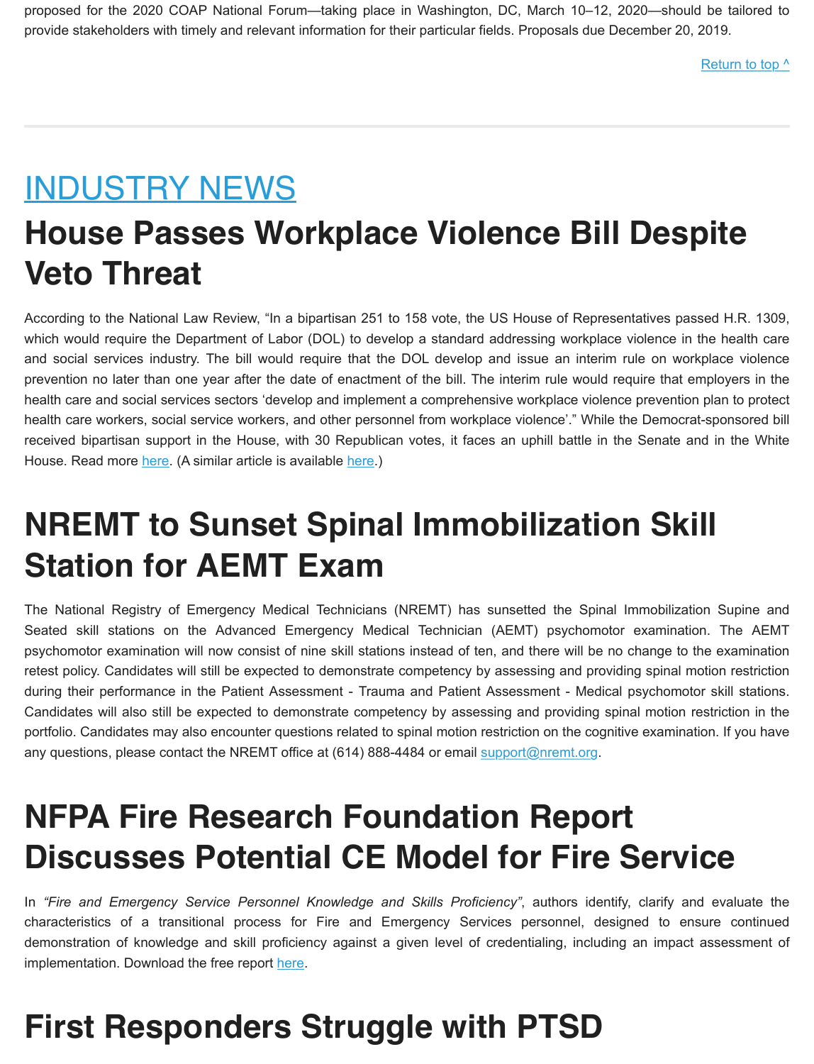proposed for the 2020 COAP National Forum—taking place in Washington, DC, March 10–12, 2020—should be tailored to provide stakeholders with timely and relevant information for their particular fields. Proposals due December 20, 2019.

Return to top ^

---

# INDUSTRY NEWS

# House Passes Workplace Violence Bill Despite Veto Threat

According to the National Law Review, "In a bipartisan 251 to 158 vote, the US House of Representatives passed H.R. 1309, which would require the Department of Labor (DOL) to develop a standard addressing workplace violence in the health care and social services industry. The bill would require that the DOL develop and issue an interim rule on workplace violence prevention no later than one year after the date of enactment of the bill. The interim rule would require that employers in the health care and social services sectors 'develop and implement a comprehensive workplace violence prevention plan to protect health care workers, social service workers, and other personnel from workplace violence'." While the Democrat-sponsored bill received bipartisan support in the House, with 30 Republican votes, it faces an uphill battle in the Senate and in the White House. Read more here. (A similar article is available here.)

# NREMT to Sunset Spinal Immobilization Skill Station for AEMT Exam

The National Registry of Emergency Medical Technicians (NREMT) has sunsetted the Spinal Immobilization Supine and Seated skill stations on the Advanced Emergency Medical Technician (AEMT) psychomotor examination. The AEMT psychomotor examination will now consist of nine skill stations instead of ten, and there will be no change to the examination retest policy. Candidates will still be expected to demonstrate competency by assessing and providing spinal motion restriction during their performance in the Patient Assessment - Trauma and Patient Assessment - Medical psychomotor skill stations. Candidates will also still be expected to demonstrate competency by assessing and providing spinal motion restriction in the portfolio. Candidates may also encounter questions related to spinal motion restriction on the cognitive examination. If you have any questions, please contact the NREMT office at (614) 888-4484 or email support@nremt.org.

# NFPA Fire Research Foundation Report Discusses Potential CE Model for Fire Service

In *"Fire and Emergency Service Personnel Knowledge and Skills Proficiency"*, authors identify, clarify and evaluate the characteristics of a transitional process for Fire and Emergency Services personnel, designed to ensure continued demonstration of knowledge and skill proficiency against a given level of credentialing, including an impact assessment of implementation. Download the free report here.

# First Responders Struggle with PTSD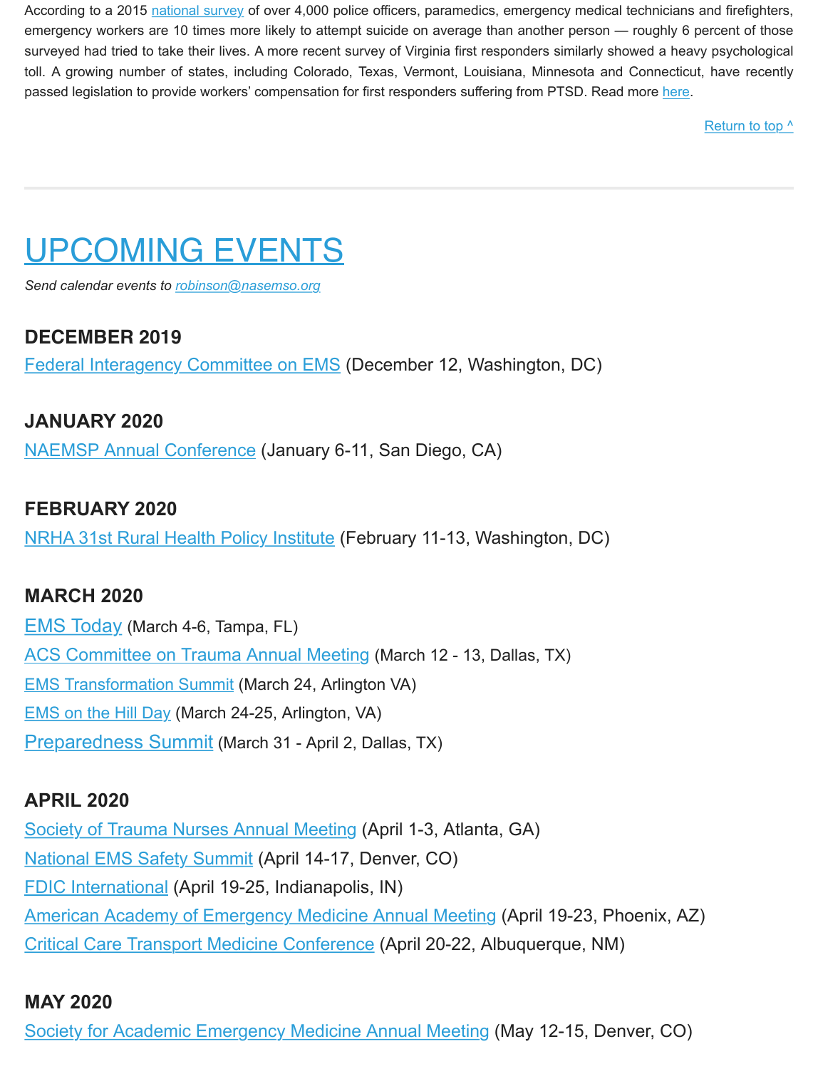According to a 2015 national survey of over 4,000 police officers, paramedics, emergency medical technicians and firefighters, emergency workers are 10 times more likely to attempt suicide on average than another person — roughly 6 percent of those surveyed had tried to take their lives. A more recent survey of Virginia first responders similarly showed a heavy psychological toll. A growing number of states, including Colorado, Texas, Vermont, Louisiana, Minnesota and Connecticut, have recently passed legislation to provide workers' compensation for first responders suffering from PTSD. Read more here.

Return to top ^

---

# UPCOMING EVENTS

*Send calendar events to robinson@nasemso.org*

### DECEMBER 2019

Federal Interagency Committee on EMS (December 12, Washington, DC)

### JANUARY 2020

NAEMSP Annual Conference (January 6-11, San Diego, CA)

### FEBRUARY 2020

NRHA 31st Rural Health Policy Institute (February 11-13, Washington, DC)

### MARCH 2020

EMS Today (March 4-6, Tampa, FL)
ACS Committee on Trauma Annual Meeting (March 12 - 13, Dallas, TX)
EMS Transformation Summit (March 24, Arlington VA)
EMS on the Hill Day (March 24-25, Arlington, VA)
Preparedness Summit (March 31 - April 2, Dallas, TX)

### APRIL 2020

Society of Trauma Nurses Annual Meeting (April 1-3, Atlanta, GA)
National EMS Safety Summit (April 14-17, Denver, CO)
FDIC International (April 19-25, Indianapolis, IN)
American Academy of Emergency Medicine Annual Meeting (April 19-23, Phoenix, AZ)
Critical Care Transport Medicine Conference (April 20-22, Albuquerque, NM)

### MAY 2020

Society for Academic Emergency Medicine Annual Meeting (May 12-15, Denver, CO)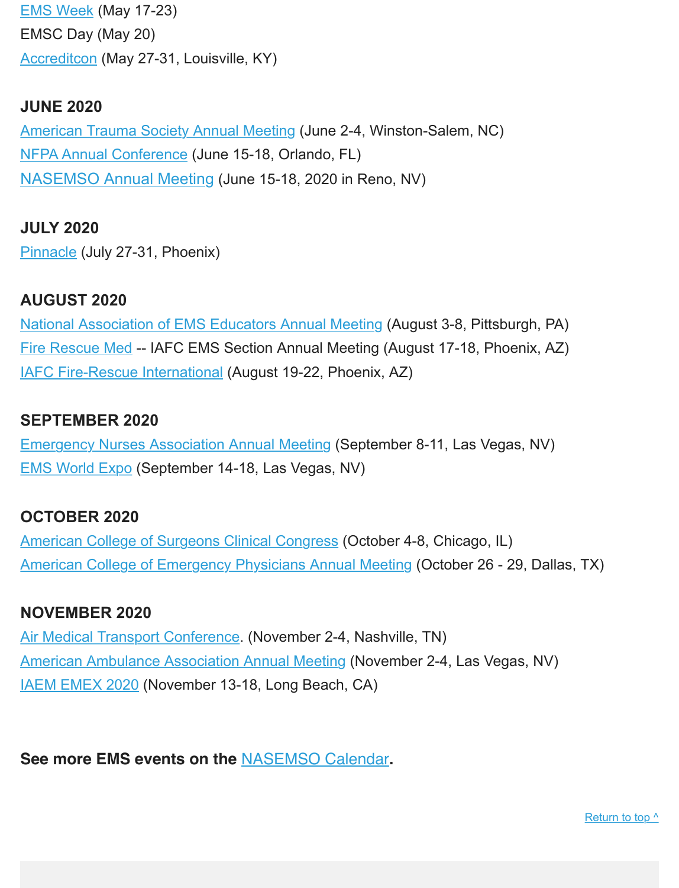EMS Week (May 17-23)

EMSC Day (May 20)

Accreditcon (May 27-31, Louisville, KY)

**JUNE 2020**

American Trauma Society Annual Meeting (June 2-4, Winston-Salem, NC)

NFPA Annual Conference (June 15-18, Orlando, FL)

NASEMSO Annual Meeting (June 15-18, 2020 in Reno, NV)

**JULY 2020**

Pinnacle (July 27-31, Phoenix)

**AUGUST 2020**

National Association of EMS Educators Annual Meeting (August 3-8, Pittsburgh, PA)

Fire Rescue Med -- IAFC EMS Section Annual Meeting (August 17-18, Phoenix, AZ)

IAFC Fire-Rescue International (August 19-22, Phoenix, AZ)

**SEPTEMBER 2020**

Emergency Nurses Association Annual Meeting (September 8-11, Las Vegas, NV)

EMS World Expo (September 14-18, Las Vegas, NV)

**OCTOBER 2020**

American College of Surgeons Clinical Congress (October 4-8, Chicago, IL)

American College of Emergency Physicians Annual Meeting (October 26 - 29, Dallas, TX)

**NOVEMBER 2020**

Air Medical Transport Conference. (November 2-4, Nashville, TN)

American Ambulance Association Annual Meeting (November 2-4, Las Vegas, NV)

IAEM EMEX 2020 (November 13-18, Long Beach, CA)

**See more EMS events on the NASEMSO Calendar.**

Return to top ^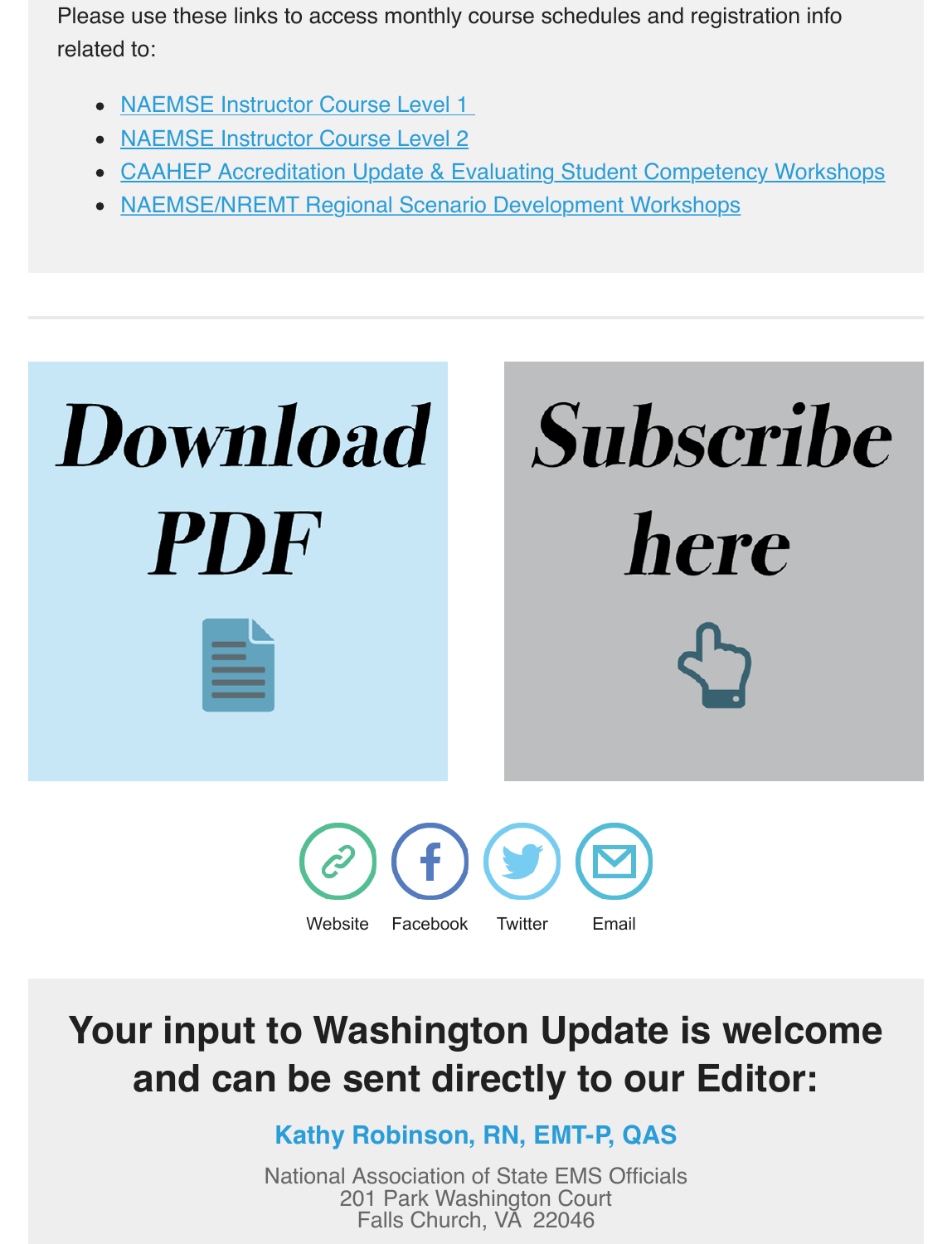Please use these links to access monthly course schedules and registration info related to:

- NAEMSE Instructor Course Level 1
- NAEMSE Instructor Course Level 2
- CAAHEP Accreditation Update & Evaluating Student Competency Workshops
- NAEMSE/NREMT Regional Scenario Development Workshops

---

**Download PDF**

**Subscribe here**

Website | Facebook | Twitter | Email

## Your input to Washington Update is welcome and can be sent directly to our Editor:

**Kathy Robinson, RN, EMT-P, QAS**

National Association of State EMS Officials
201 Park Washington Court
Falls Church, VA 22046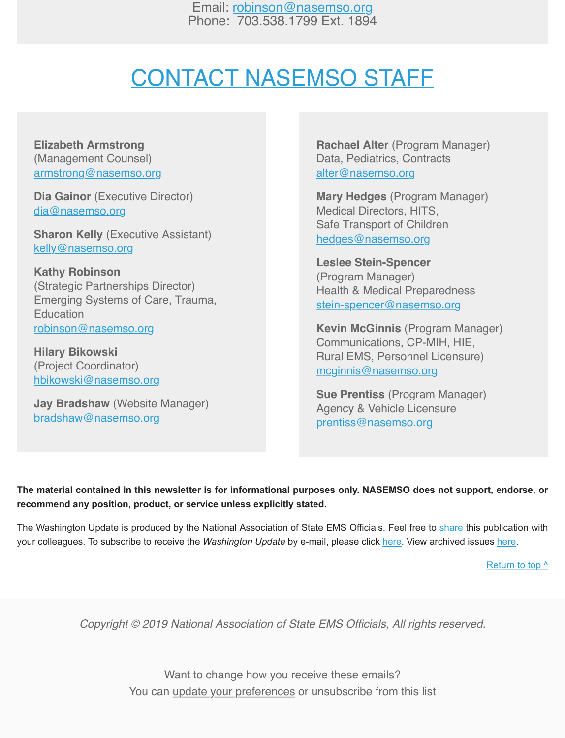Email: robinson@nasemso.org
Phone: 703.538.1799 Ext. 1894

# CONTACT NASEMSO STAFF

**Elizabeth Armstrong**
(Management Counsel)
armstrong@nasemso.org

**Dia Gainor** (Executive Director)
dia@nasemso.org

**Sharon Kelly** (Executive Assistant)
kelly@nasemso.org

**Kathy Robinson**
(Strategic Partnerships Director)
Emerging Systems of Care, Trauma, Education
robinson@nasemso.org

**Hilary Bikowski**
(Project Coordinator)
hbikowski@nasemso.org

**Jay Bradshaw** (Website Manager)
bradshaw@nasemso.org

**Rachael Alter** (Program Manager)
Data, Pediatrics, Contracts
alter@nasemso.org

**Mary Hedges** (Program Manager)
Medical Directors, HITS,
Safe Transport of Children
hedges@nasemso.org

**Leslee Stein-Spencer**
(Program Manager)
Health & Medical Preparedness
stein-spencer@nasemso.org

**Kevin McGinnis** (Program Manager)
Communications, CP-MIH, HIE,
Rural EMS, Personnel Licensure)
mcginnis@nasemso.org

**Sue Prentiss** (Program Manager)
Agency & Vehicle Licensure
prentiss@nasemso.org

**The material contained in this newsletter is for informational purposes only. NASEMSO does not support, endorse, or recommend any position, product, or service unless explicitly stated.**

The Washington Update is produced by the National Association of State EMS Officials. Feel free to share this publication with your colleagues. To subscribe to receive the *Washington Update* by e-mail, please click here. View archived issues here.

Return to top ^

*Copyright © 2019 National Association of State EMS Officials, All rights reserved.*

Want to change how you receive these emails?
You can update your preferences or unsubscribe from this list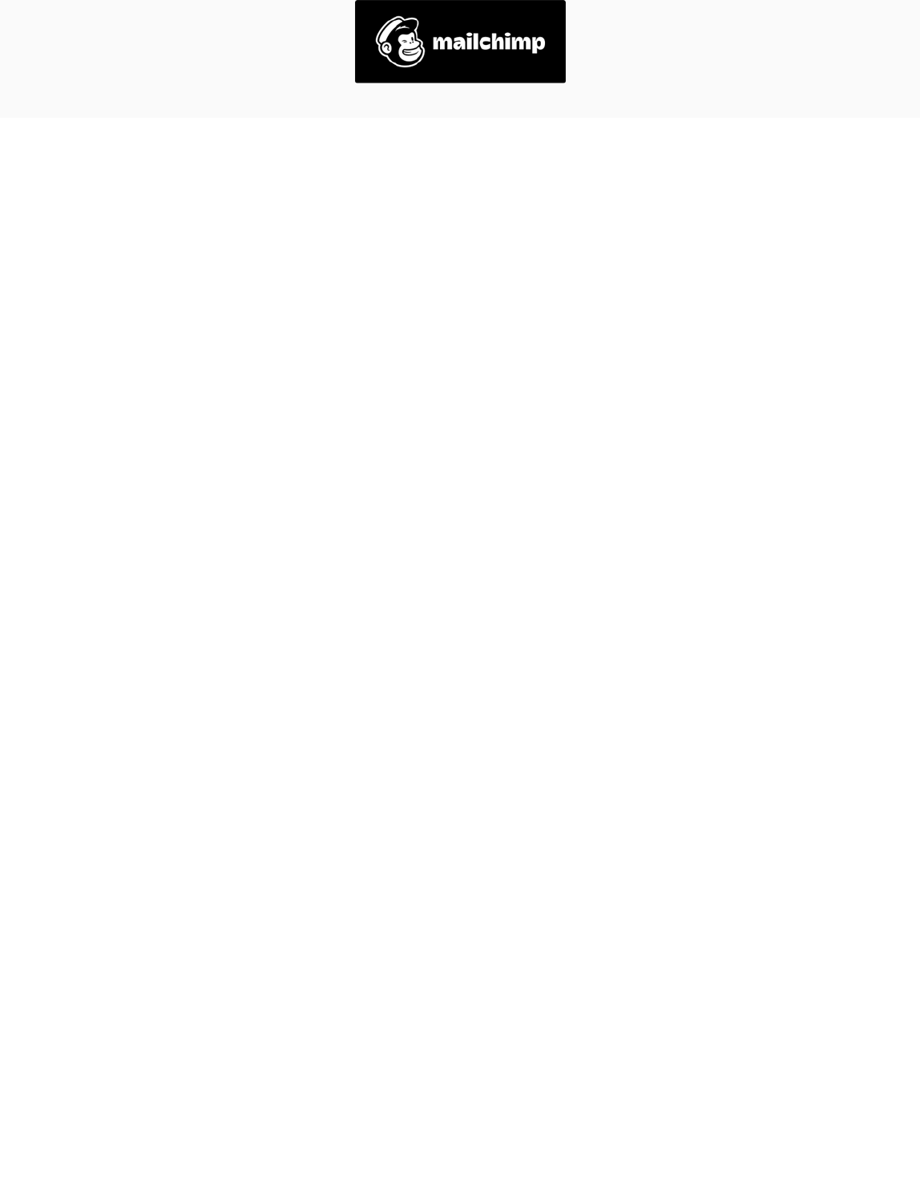mailchimp